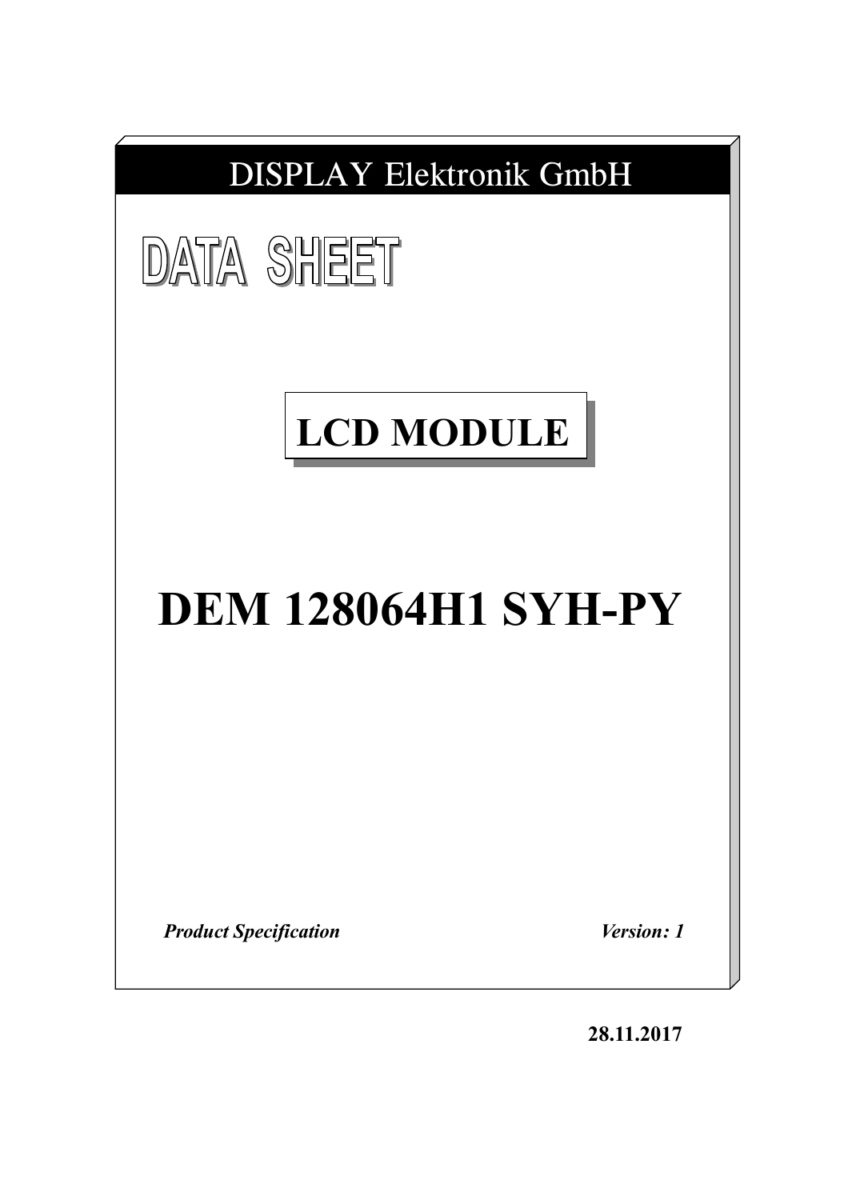DISPLAY Elektronik GmbH

# DATA SHEET

## LCD MODULE

# DEM 128064H1 SYH-PY

***Product Specification*** ***Version: 1***

**28.11.2017**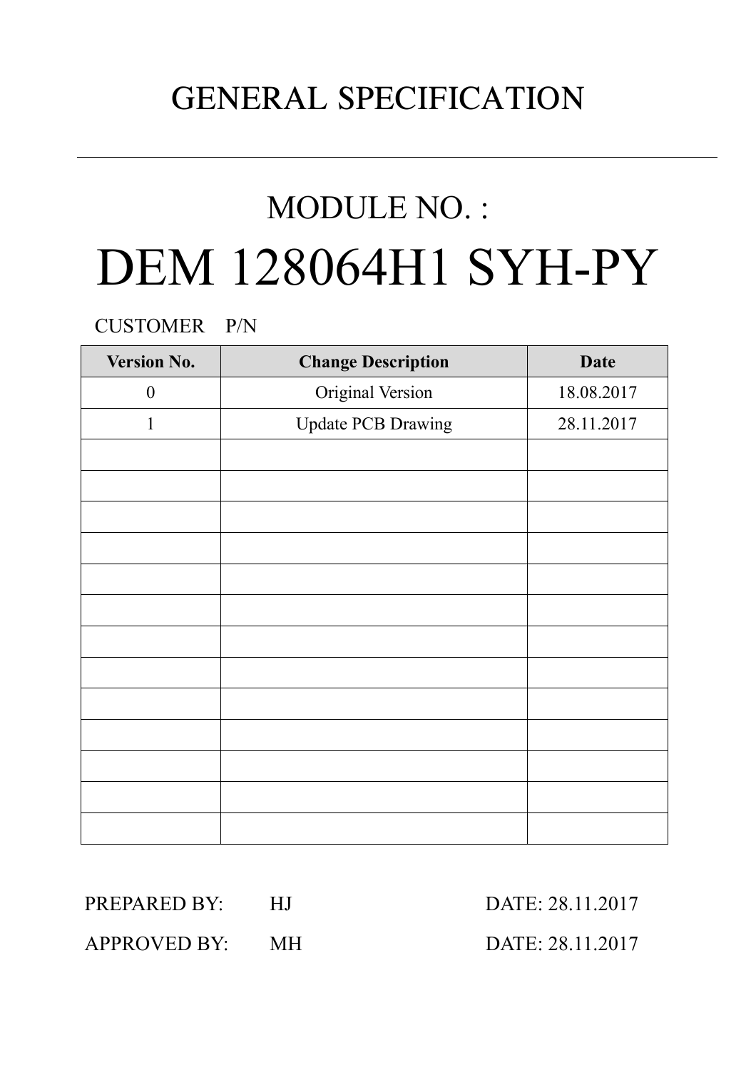# GENERAL SPECIFICATION

## MODULE NO. :

# DEM 128064H1 SYH-PY

CUSTOMER P/N

| Version No. | Change Description | Date |
|---|---|---|
| 0 | Original Version | 18.08.2017 |
| 1 | Update PCB Drawing | 28.11.2017 |
| | | |
| | | |
| | | |
| | | |
| | | |
| | | |
| | | |
| | | |
| | | |
| | | |
| | | |
| | | |
| | | |

PREPARED BY: HJ DATE: 28.11.2017

APPROVED BY: MH DATE: 28.11.2017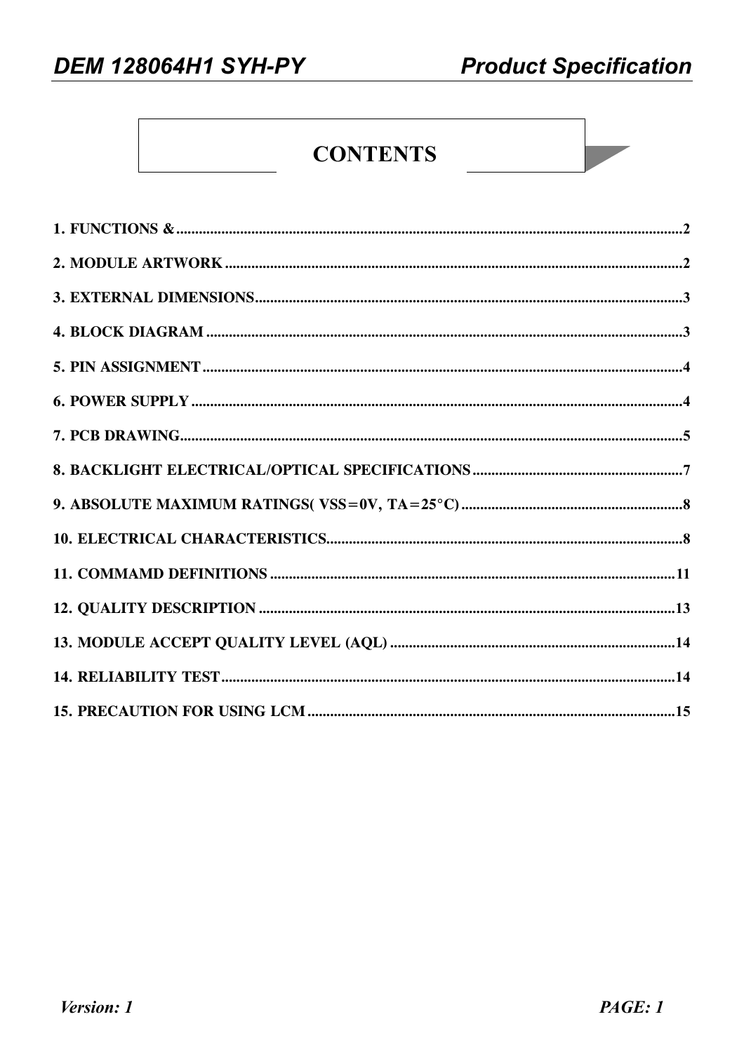# CONTENTS

1. FUNCTIONS & ..........2

2. MODULE ARTWORK ..........2

3. EXTERNAL DIMENSIONS..........3

4. BLOCK DIAGRAM ..........3

5. PIN ASSIGNMENT ..........4

6. POWER SUPPLY ..........4

7. PCB DRAWING..........5

8. BACKLIGHT ELECTRICAL/OPTICAL SPECIFICATIONS ..........7

9. ABSOLUTE MAXIMUM RATINGS( VSS＝0V, TA＝25°C) ..........8

10. ELECTRICAL CHARACTERISTICS..........8

11. COMMAMD DEFINITIONS ..........11

12. QUALITY DESCRIPTION ..........13

13. MODULE ACCEPT QUALITY LEVEL (AQL) ..........14

14. RELIABILITY TEST..........14

15. PRECAUTION FOR USING LCM ..........15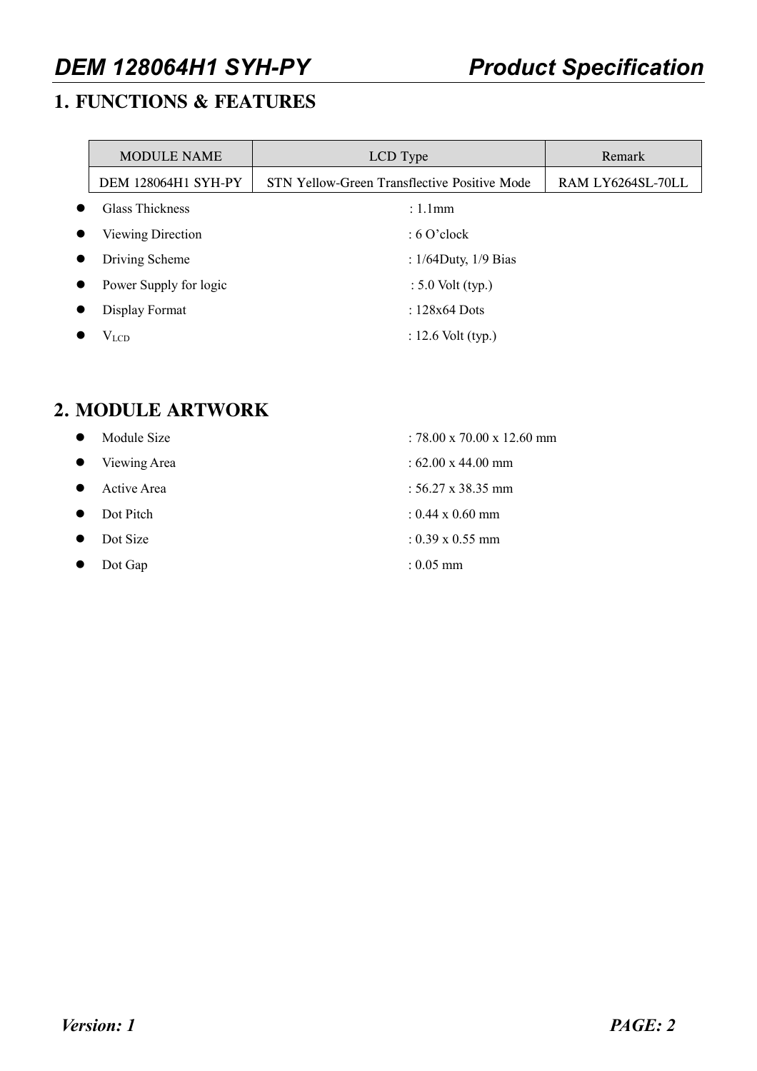## 1. FUNCTIONS & FEATURES

| MODULE NAME | LCD Type | Remark |
|---|---|---|
| DEM 128064H1 SYH-PY | STN Yellow-Green Transflective Positive Mode | RAM LY6264SL-70LL |

- Glass Thickness : 1.1mm
- Viewing Direction : 6 O'clock
- Driving Scheme : 1/64Duty, 1/9 Bias
- Power Supply for logic : 5.0 Volt (typ.)
- Display Format : 128x64 Dots
- $V_{LCD}$ : 12.6 Volt (typ.)

## 2. MODULE ARTWORK

- Module Size : 78.00 x 70.00 x 12.60 mm
- Viewing Area : 62.00 x 44.00 mm
- Active Area : 56.27 x 38.35 mm
- Dot Pitch : 0.44 x 0.60 mm
- Dot Size : 0.39 x 0.55 mm
- Dot Gap : 0.05 mm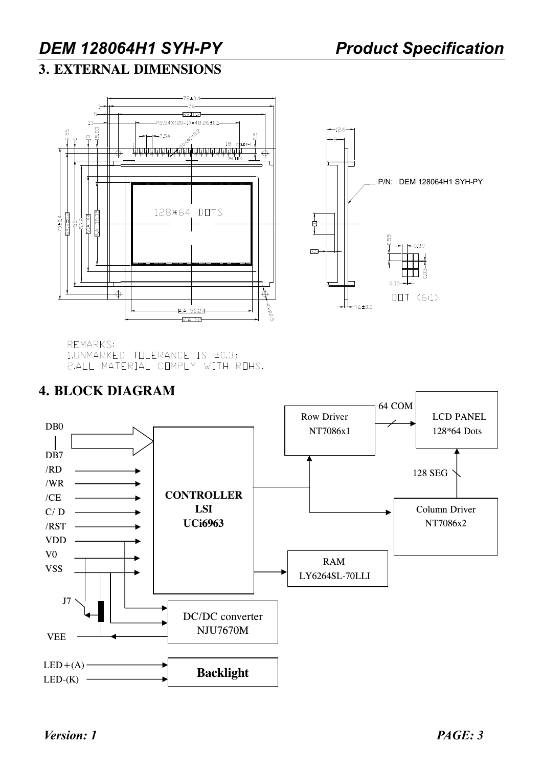## 3. EXTERNAL DIMENSIONS

REMARKS:
1.UNMARKED TOLERANCE IS ±0.3;
2.ALL MATERIAL COMPLY WITH ROHS.

## 4. BLOCK DIAGRAM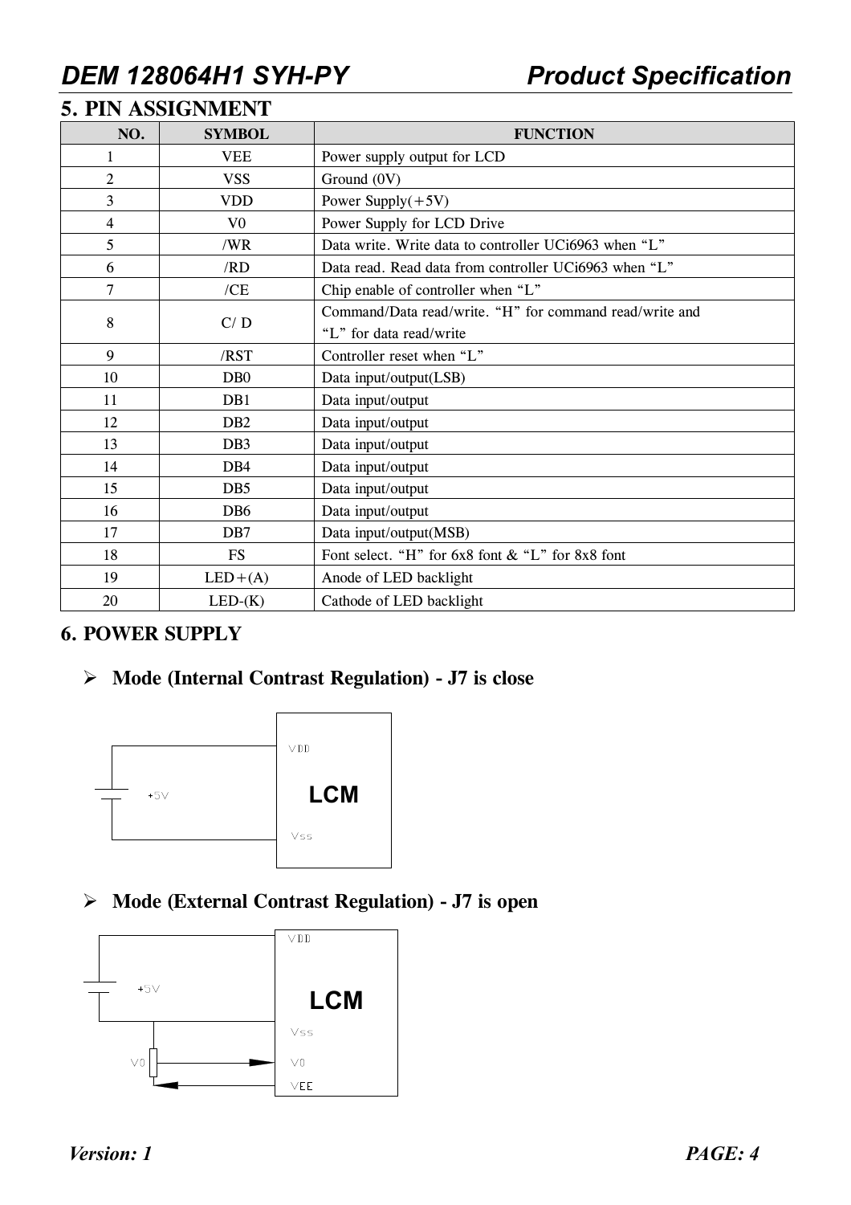## 5. PIN ASSIGNMENT

| NO. | SYMBOL | FUNCTION |
|---|---|---|
| 1 | VEE | Power supply output for LCD |
| 2 | VSS | Ground (0V) |
| 3 | VDD | Power Supply(+5V) |
| 4 | V0 | Power Supply for LCD Drive |
| 5 | /WR | Data write. Write data to controller UCi6963 when “L” |
| 6 | /RD | Data read. Read data from controller UCi6963 when “L” |
| 7 | /CE | Chip enable of controller when “L” |
| 8 | C/ D | Command/Data read/write. “H” for command read/write and “L” for data read/write |
| 9 | /RST | Controller reset when “L” |
| 10 | DB0 | Data input/output(LSB) |
| 11 | DB1 | Data input/output |
| 12 | DB2 | Data input/output |
| 13 | DB3 | Data input/output |
| 14 | DB4 | Data input/output |
| 15 | DB5 | Data input/output |
| 16 | DB6 | Data input/output |
| 17 | DB7 | Data input/output(MSB) |
| 18 | FS | Font select. “H” for 6x8 font & “L” for 8x8 font |
| 19 | LED+(A) | Anode of LED backlight |
| 20 | LED-(K) | Cathode of LED backlight |

## 6. POWER SUPPLY

- **Mode (Internal Contrast Regulation) - J7 is close**

VDD
+5V
LCM
Vss

- **Mode (External Contrast Regulation) - J7 is open**

VDD
+5V
LCM
Vss
V0
V0
VEE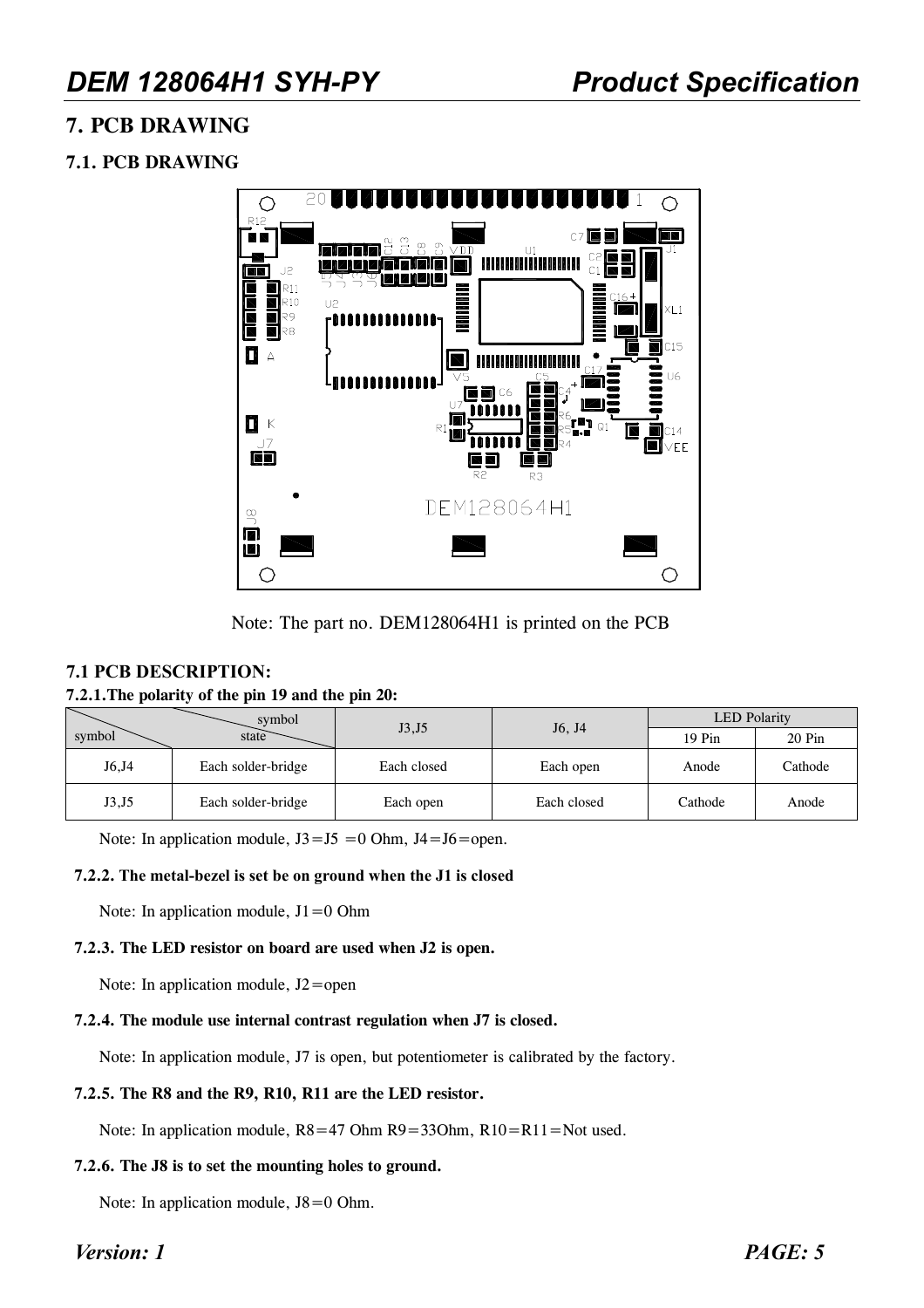## 7. PCB DRAWING

### 7.1. PCB DRAWING

Note: The part no. DEM128064H1 is printed on the PCB

### 7.1 PCB DESCRIPTION:

**7.2.1.The polarity of the pin 19 and the pin 20:**

| symbol | symbol / state | J3,J5 | J6, J4 | LED Polarity | |
|---|---|---|---|---|---|
| | | | | 19 Pin | 20 Pin |
| J6,J4 | Each solder-bridge | Each closed | Each open | Anode | Cathode |
| J3,J5 | Each solder-bridge | Each open | Each closed | Cathode | Anode |

Note: In application module, J3=J5 =0 Ohm, J4=J6=open.

**7.2.2. The metal-bezel is set be on ground when the J1 is closed**

Note: In application module, J1=0 Ohm

**7.2.3. The LED resistor on board are used when J2 is open.**

Note: In application module, J2=open

**7.2.4. The module use internal contrast regulation when J7 is closed.**

Note: In application module, J7 is open, but potentiometer is calibrated by the factory.

**7.2.5. The R8 and the R9, R10, R11 are the LED resistor.**

Note: In application module, R8=47 Ohm R9=33Ohm, R10=R11=Not used.

**7.2.6. The J8 is to set the mounting holes to ground.**

Note: In application module, J8=0 Ohm.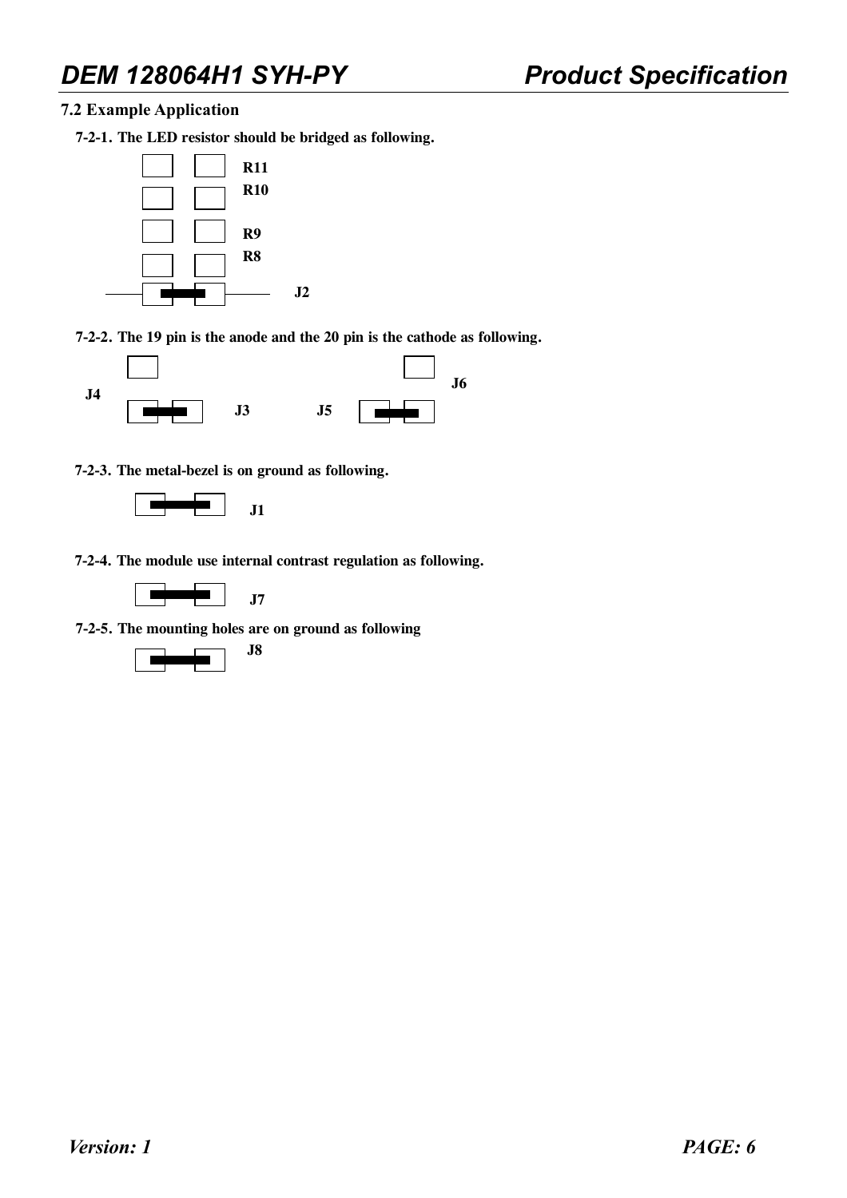### 7.2 Example Application

**7-2-1. The LED resistor should be bridged as following.**

R11
R10

R9
R8

J2

**7-2-2. The 19 pin is the anode and the 20 pin is the cathode as following.**

J6

J4

J3 J5

**7-2-3. The metal-bezel is on ground as following.**

J1

**7-2-4. The module use internal contrast regulation as following.**

J7

**7-2-5. The mounting holes are on ground as following**

J8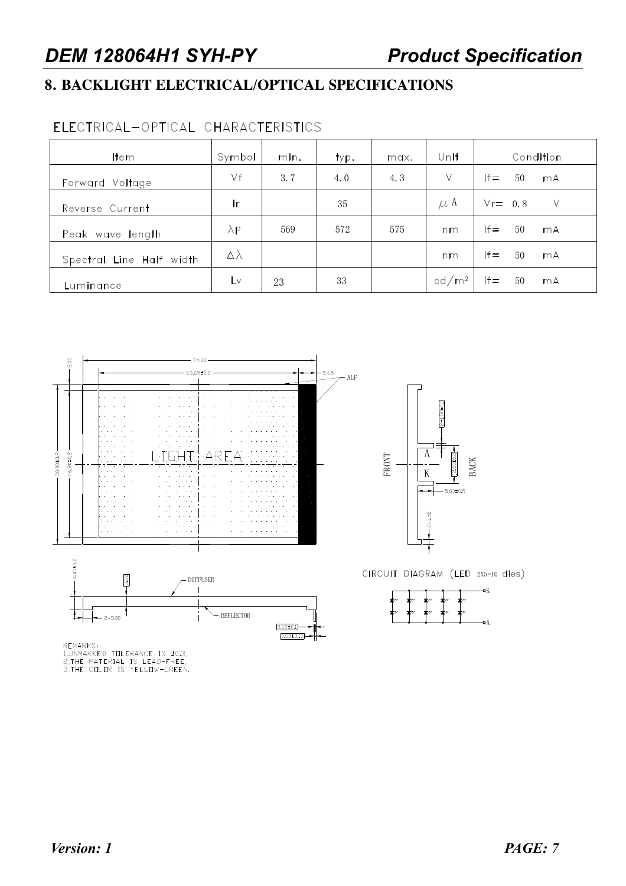## 8. BACKLIGHT ELECTRICAL/OPTICAL SPECIFICATIONS

ELECTRICAL-OPTICAL CHARACTERISTICS

| Item | Symbol | min. | typ. | max. | Unit | Condition |
|---|---|---|---|---|---|---|
| Forward Voltage | Vf | 3.7 | 4.0 | 4.3 | V | If= 50 mA |
| Reverse Current | Ir | | 35 | | $\mu$A | Vr= 0.8 V |
| Peak wave length | $\lambda$p | 569 | 572 | 575 | nm | If= 50 mA |
| Spectral Line Half width | $\Delta\lambda$ | | | | nm | If= 50 mA |
| Luminance | Lv | 23 | 33 | | cd/m² | If= 50 mA |

74.30

63.65±0.2

5.65

ALF

2.00

50.90±0.2

46.90±0.2

LIGHT AREA

FRONT

BACK

A

K

5.00±0.5

2-1.50

4.40±0.2

DIFFUSER

REFLECTOR

2-3.00

0.60±0.1

0.50±0.1

CIRCUIT DIAGRAM (LED 2X5=10 dies)

K

A

REMARKS:
1.UNMARKED TOLERANCE IS ±0.3.
2.THE MATERIAL IS LEAD-FREE.
3.THE COLOR IS YELLOW-GREEN.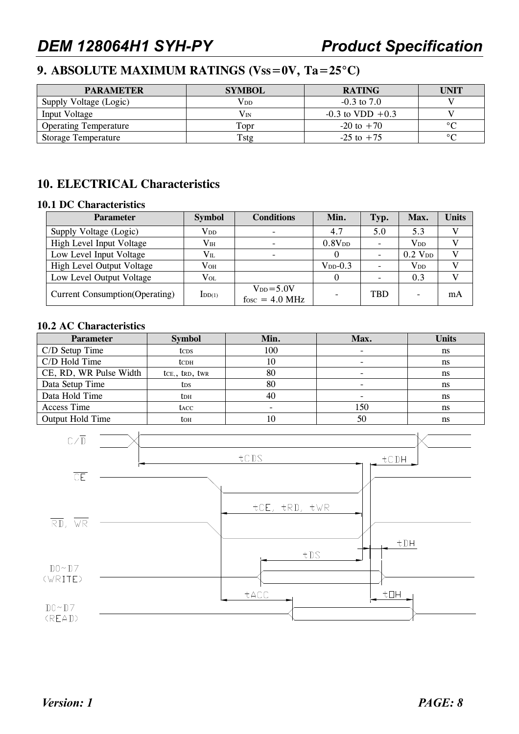## 9. ABSOLUTE MAXIMUM RATINGS ($V_{SS}$=0V, Ta=25°C)

| PARAMETER | SYMBOL | RATING | UNIT |
|---|---|---|---|
| Supply Voltage (Logic) | $V_{DD}$ | -0.3 to 7.0 | V |
| Input Voltage | $V_{IN}$ | -0.3 to VDD +0.3 | V |
| Operating Temperature | Topr | -20 to +70 | °C |
| Storage Temperature | Tstg | -25 to +75 | °C |

## 10. ELECTRICAL Characteristics

### 10.1 DC Characteristics

| Parameter | Symbol | Conditions | Min. | Typ. | Max. | Units |
|---|---|---|---|---|---|---|
| Supply Voltage (Logic) | $V_{DD}$ | - | 4.7 | 5.0 | 5.3 | V |
| High Level Input Voltage | $V_{IH}$ | - | $0.8V_{DD}$ | - | $V_{DD}$ | V |
| Low Level Input Voltage | $V_{IL}$ | - | 0 | - | $0.2\ V_{DD}$ | V |
| High Level Output Voltage | $V_{OH}$ | | $V_{DD}$-0.3 | - | $V_{DD}$ | V |
| Low Level Output Voltage | $V_{OL}$ | | 0 | - | 0.3 | V |
| Current Consumption(Operating) | $I_{DD(1)}$ | $V_{DD}$=5.0V $f_{OSC}$ = 4.0 MHz | - | TBD | - | mA |

### 10.2 AC Characteristics

| Parameter | Symbol | Min. | Max. | Units |
|---|---|---|---|---|
| C/D Setup Time | $t_{CDS}$ | 100 | - | ns |
| C/D Hold Time | $t_{CDH}$ | 10 | - | ns |
| CE, RD, WR Pulse Width | $t_{CE}$, $t_{RD}$, $t_{WR}$ | 80 | - | ns |
| Data Setup Time | $t_{DS}$ | 80 | - | ns |
| Data Hold Time | $t_{DH}$ | 40 | - | ns |
| Access Time | $t_{ACC}$ | - | 150 | ns |
| Output Hold Time | $t_{OH}$ | 10 | 50 | ns |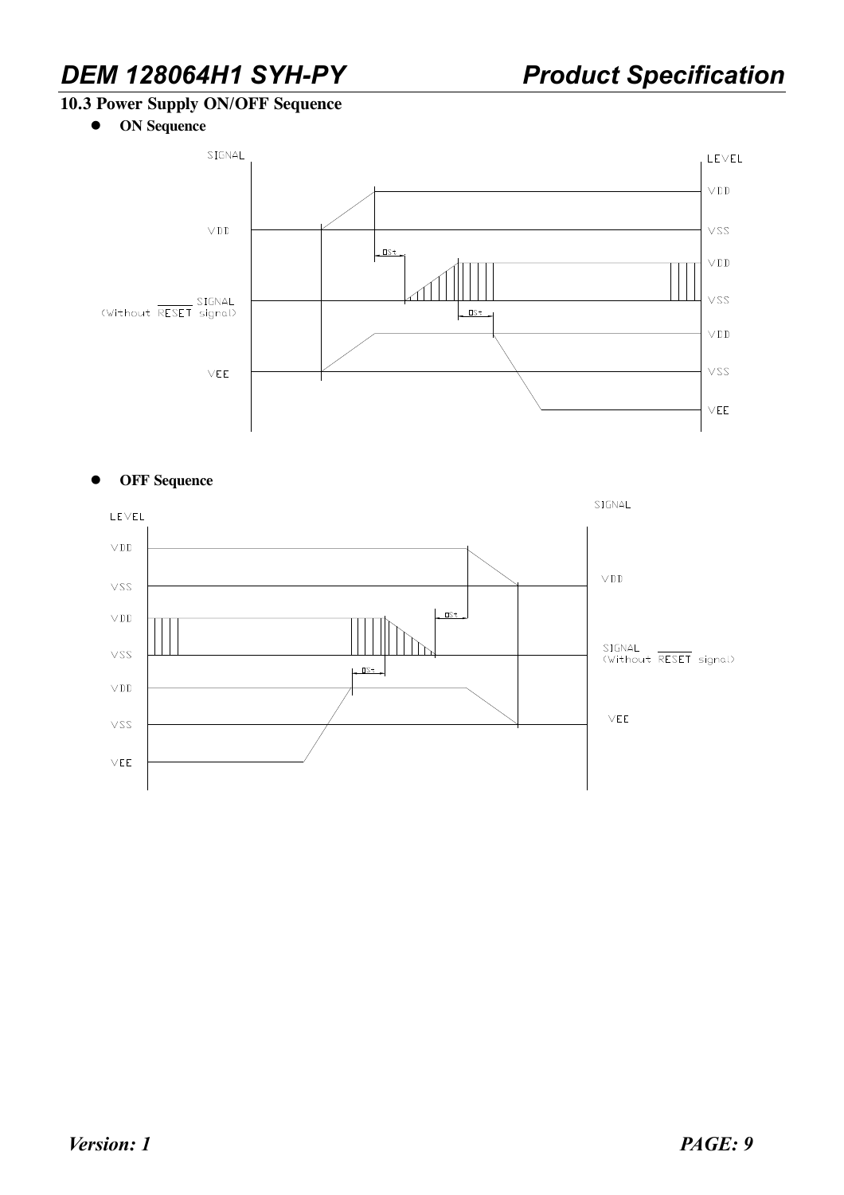## 10.3 Power Supply ON/OFF Sequence

- **ON Sequence**

- **OFF Sequence**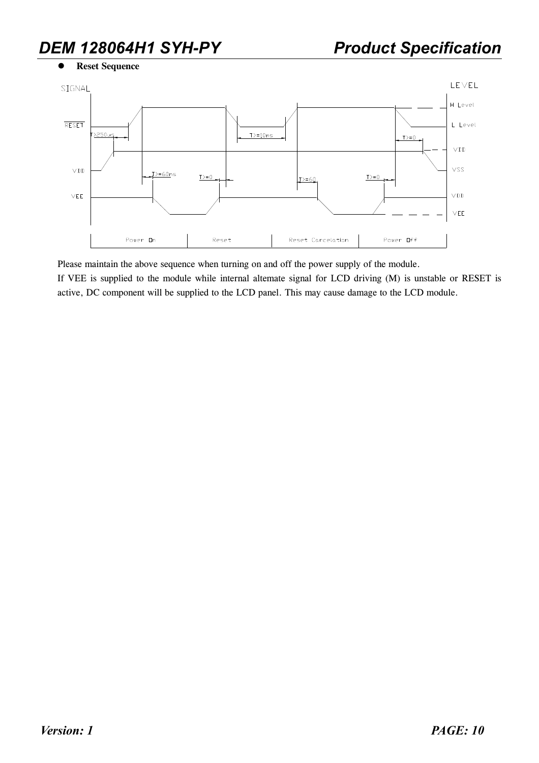- **Reset Sequence**

Please maintain the above sequence when turning on and off the power supply of the module.

If VEE is supplied to the module while internal altemate signal for LCD driving (M) is unstable or RESET is active, DC component will be supplied to the LCD panel. This may cause damage to the LCD module.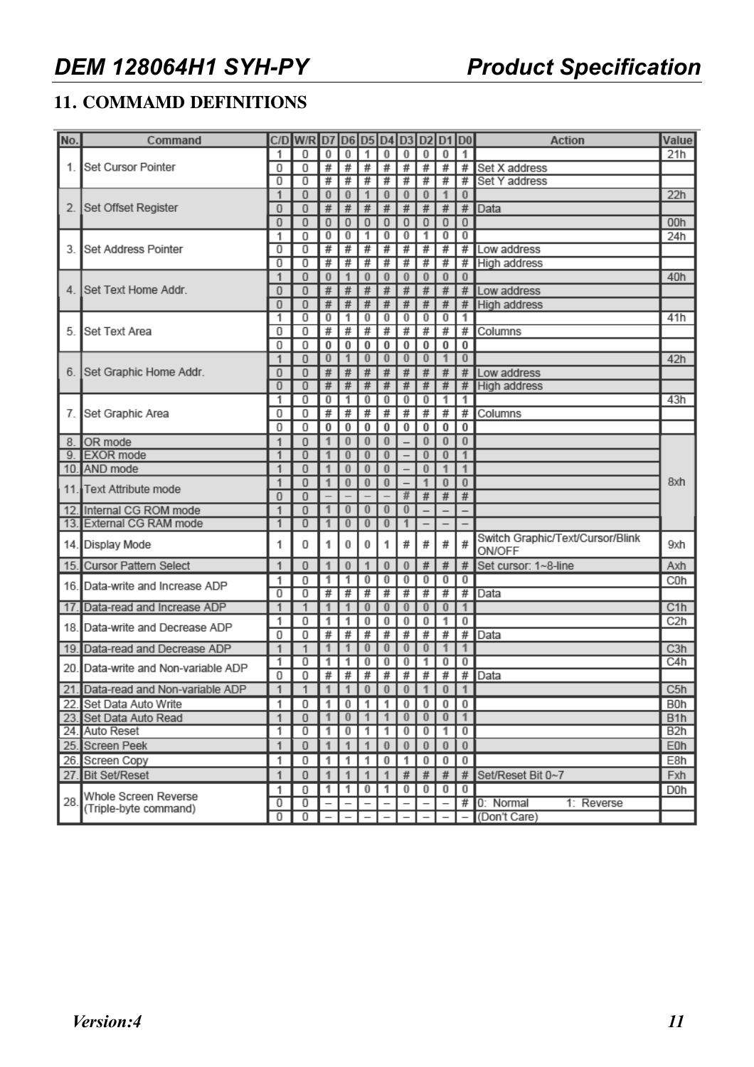## 11. COMMAMD DEFINITIONS

| No. | Command | C/D | W/R | D7 | D6 | D5 | D4 | D3 | D2 | D1 | D0 | Action | Value |
|---|---|---|---|---|---|---|---|---|---|---|---|---|---|
| 1. | Set Cursor Pointer | 1 | 0 | 0 | 0 | 1 | 0 | 0 | 0 | 0 | 1 | | 21h |
| | | 0 | 0 | # | # | # | # | # | # | # | # | Set X address | |
| | | 0 | 0 | # | # | # | # | # | # | # | # | Set Y address | |
| 2. | Set Offset Register | 1 | 0 | 0 | 0 | 1 | 0 | 0 | 0 | 1 | 0 | | 22h |
| | | 0 | 0 | # | # | # | # | # | # | # | # | Data | |
| | | 0 | 0 | 0 | 0 | 0 | 0 | 0 | 0 | 0 | 0 | | 00h |
| 3. | Set Address Pointer | 1 | 0 | 0 | 0 | 1 | 0 | 0 | 1 | 0 | 0 | | 24h |
| | | 0 | 0 | # | # | # | # | # | # | # | # | Low address | |
| | | 0 | 0 | # | # | # | # | # | # | # | # | High address | |
| 4. | Set Text Home Addr. | 1 | 0 | 0 | 1 | 0 | 0 | 0 | 0 | 0 | 0 | | 40h |
| | | 0 | 0 | # | # | # | # | # | # | # | # | Low address | |
| | | 0 | 0 | # | # | # | # | # | # | # | # | High address | |
| 5. | Set Text Area | 1 | 0 | 0 | 1 | 0 | 0 | 0 | 0 | 0 | 1 | | 41h |
| | | 0 | 0 | # | # | # | # | # | # | # | # | Columns | |
| | | 0 | 0 | 0 | 0 | 0 | 0 | 0 | 0 | 0 | 0 | | |
| 6. | Set Graphic Home Addr. | 1 | 0 | 0 | 1 | 0 | 0 | 0 | 0 | 1 | 0 | | 42h |
| | | 0 | 0 | # | # | # | # | # | # | # | # | Low address | |
| | | 0 | 0 | # | # | # | # | # | # | # | # | High address | |
| 7. | Set Graphic Area | 1 | 0 | 0 | 1 | 0 | 0 | 0 | 0 | 1 | 1 | | 43h |
| | | 0 | 0 | # | # | # | # | # | # | # | # | Columns | |
| | | 0 | 0 | 0 | 0 | 0 | 0 | 0 | 0 | 0 | 0 | | |
| 8. | OR mode | 1 | 0 | 1 | 0 | 0 | 0 | – | 0 | 0 | 0 | | 8xh |
| 9. | EXOR mode | 1 | 0 | 1 | 0 | 0 | 0 | – | 0 | 0 | 1 | | 8xh |
| 10. | AND mode | 1 | 0 | 1 | 0 | 0 | 0 | – | 0 | 1 | 1 | | 8xh |
| 11. | Text Attribute mode | 1 | 0 | 1 | 0 | 0 | 0 | – | 1 | 0 | 0 | | 8xh |
| | | 0 | 0 | – | – | – | – | # | # | # | # | | |
| 12. | Internal CG ROM mode | 1 | 0 | 1 | 0 | 0 | 0 | 0 | – | – | – | | 8xh |
| 13. | External CG RAM mode | 1 | 0 | 1 | 0 | 0 | 0 | 1 | – | – | – | | 8xh |
| 14. | Display Mode | 1 | 0 | 1 | 0 | 0 | 1 | # | # | # | # | Switch Graphic/Text/Cursor/Blink ON/OFF | 9xh |
| 15. | Cursor Pattern Select | 1 | 0 | 1 | 0 | 1 | 0 | 0 | # | # | # | Set cursor: 1~8-line | Axh |
| 16. | Data-write and Increase ADP | 1 | 0 | 1 | 1 | 0 | 0 | 0 | 0 | 0 | 0 | | C0h |
| | | 0 | 0 | # | # | # | # | # | # | # | # | Data | |
| 17. | Data-read and Increase ADP | 1 | 1 | 1 | 1 | 0 | 0 | 0 | 0 | 0 | 1 | | C1h |
| 18. | Data-write and Decrease ADP | 1 | 0 | 1 | 1 | 0 | 0 | 0 | 0 | 1 | 0 | | C2h |
| | | 0 | 0 | # | # | # | # | # | # | # | # | Data | |
| 19. | Data-read and Decrease ADP | 1 | 1 | 1 | 1 | 0 | 0 | 0 | 0 | 1 | 1 | | C3h |
| 20. | Data-write and Non-variable ADP | 1 | 0 | 1 | 1 | 0 | 0 | 0 | 1 | 0 | 0 | | C4h |
| | | 0 | 0 | # | # | # | # | # | # | # | # | Data | |
| 21. | Data-read and Non-variable ADP | 1 | 1 | 1 | 1 | 0 | 0 | 0 | 1 | 0 | 1 | | C5h |
| 22. | Set Data Auto Write | 1 | 0 | 1 | 0 | 1 | 1 | 0 | 0 | 0 | 0 | | B0h |
| 23. | Set Data Auto Read | 1 | 0 | 1 | 0 | 1 | 1 | 0 | 0 | 0 | 1 | | B1h |
| 24. | Auto Reset | 1 | 0 | 1 | 0 | 1 | 1 | 0 | 0 | 1 | 0 | | B2h |
| 25. | Screen Peek | 1 | 0 | 1 | 1 | 1 | 0 | 0 | 0 | 0 | 0 | | E0h |
| 26. | Screen Copy | 1 | 0 | 1 | 1 | 1 | 0 | 1 | 0 | 0 | 0 | | E8h |
| 27. | Bit Set/Reset | 1 | 0 | 1 | 1 | 1 | 1 | # | # | # | # | Set/Reset Bit 0~7 | Fxh |
| 28. | Whole Screen Reverse (Triple-byte command) | 1 | 0 | 1 | 1 | 0 | 1 | 0 | 0 | 0 | 0 | | D0h |
| | | 0 | 0 | – | – | – | – | – | – | – | # | 0: Normal 1: Reverse | |
| | | 0 | 0 | – | – | – | – | – | – | – | – | (Don't Care) | |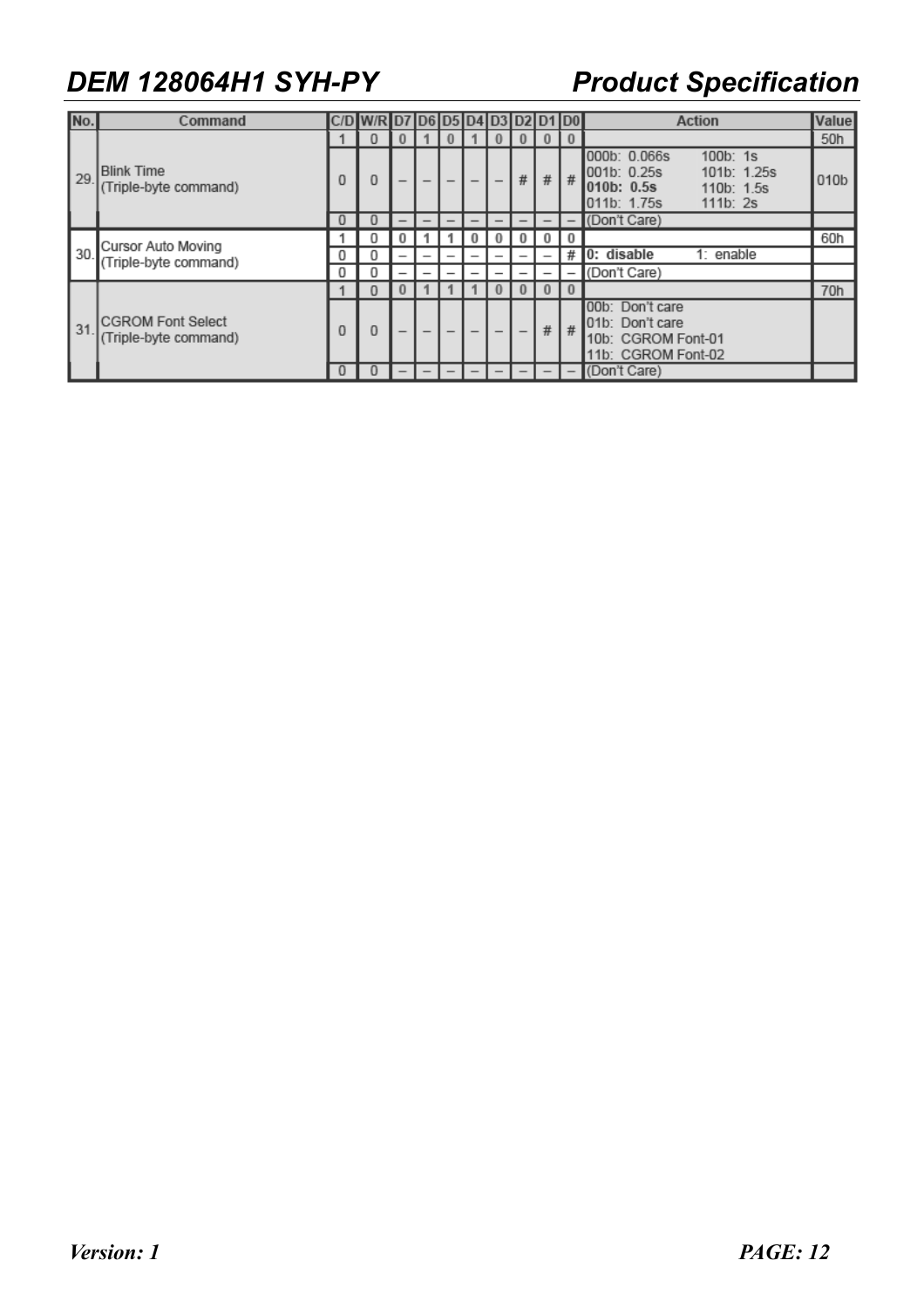| No. | Command | C/D | W/R | D7 | D6 | D5 | D4 | D3 | D2 | D1 | D0 | Action | Value |
|---|---|---|---|---|---|---|---|---|---|---|---|---|---|
| 29. | Blink Time (Triple-byte command) | 1 | 0 | 0 | 1 | 0 | 1 | 0 | 0 | 0 | 0 | | 50h |
| | | 0 | 0 | – | – | – | – | – | # | # | # | 000b: 0.066s 100b: 1s<br>001b: 0.25s 101b: 1.25s<br>**010b: 0.5s** 110b: 1.5s<br>011b: 1.75s 111b: 2s | 010b |
| | | 0 | 0 | – | – | – | – | – | – | – | – | (Don't Care) | |
| 30. | Cursor Auto Moving (Triple-byte command) | 1 | 0 | 0 | 1 | 1 | 0 | 0 | 0 | 0 | 0 | | 60h |
| | | 0 | 0 | – | – | – | – | – | – | – | # | **0: disable** 1: enable | |
| | | 0 | 0 | – | – | – | – | – | – | – | – | (Don't Care) | |
| 31. | CGROM Font Select (Triple-byte command) | 1 | 0 | 0 | 1 | 1 | 1 | 0 | 0 | 0 | 0 | | 70h |
| | | 0 | 0 | – | – | – | – | – | – | # | # | 00b: Don't care<br>01b: Don't care<br>10b: CGROM Font-01<br>11b: CGROM Font-02 | |
| | | 0 | 0 | – | – | – | – | – | – | – | – | (Don't Care) | |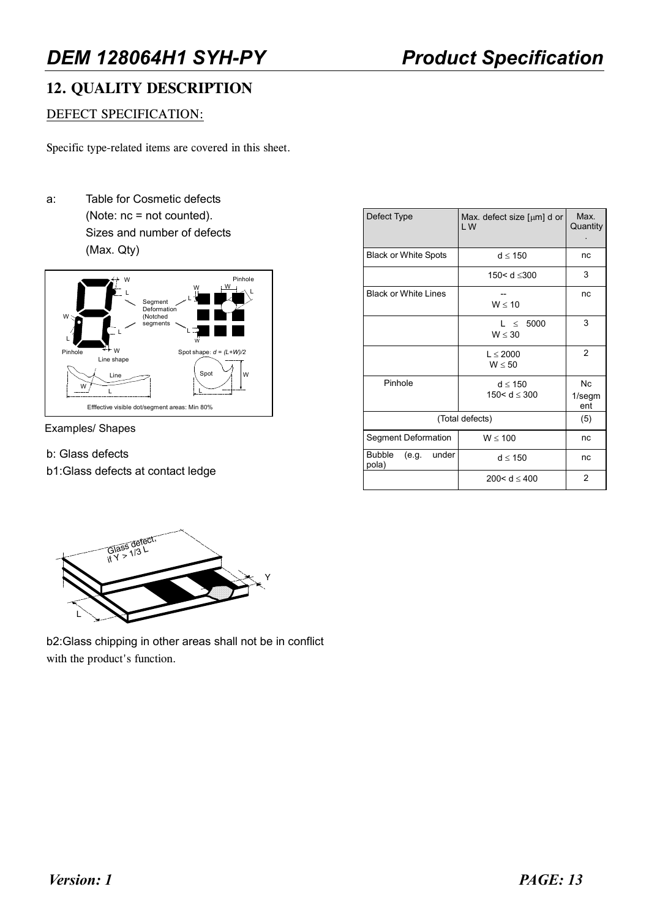## 12. QUALITY DESCRIPTION

DEFECT SPECIFICATION:

Specific type-related items are covered in this sheet.

a: Table for Cosmetic defects
(Note: nc = not counted).
Sizes and number of defects
(Max. Qty)

| Defect Type | Max. defect size [μm] d or L W | Max. Quantity. |
|---|---|---|
| Black or White Spots | d ≤ 150 | nc |
| | 150< d ≤300 | 3 |
| Black or White Lines | -- W ≤ 10 | nc |
| | L ≤ 5000 W ≤ 30 | 3 |
| | L ≤ 2000 W ≤ 50 | 2 |
| Pinhole | d ≤ 150 150< d ≤ 300 | Nc 1/segment |
| (Total defects) | | (5) |
| Segment Deformation | W ≤ 100 | nc |
| Bubble (e.g. under pola) | d ≤ 150 | nc |
| | 200< d ≤ 400 | 2 |

Segment Deformation (Notched segments); Pinhole; Line shape; Spot shape: $d = (L+W)/2$

Efffective visible dot/segment areas: Min 80%

Examples/ Shapes

b: Glass defects

b1:Glass defects at contact ledge

Glass defect, if Y > 1/3 L

b2:Glass chipping in other areas shall not be in conflict with the product's function.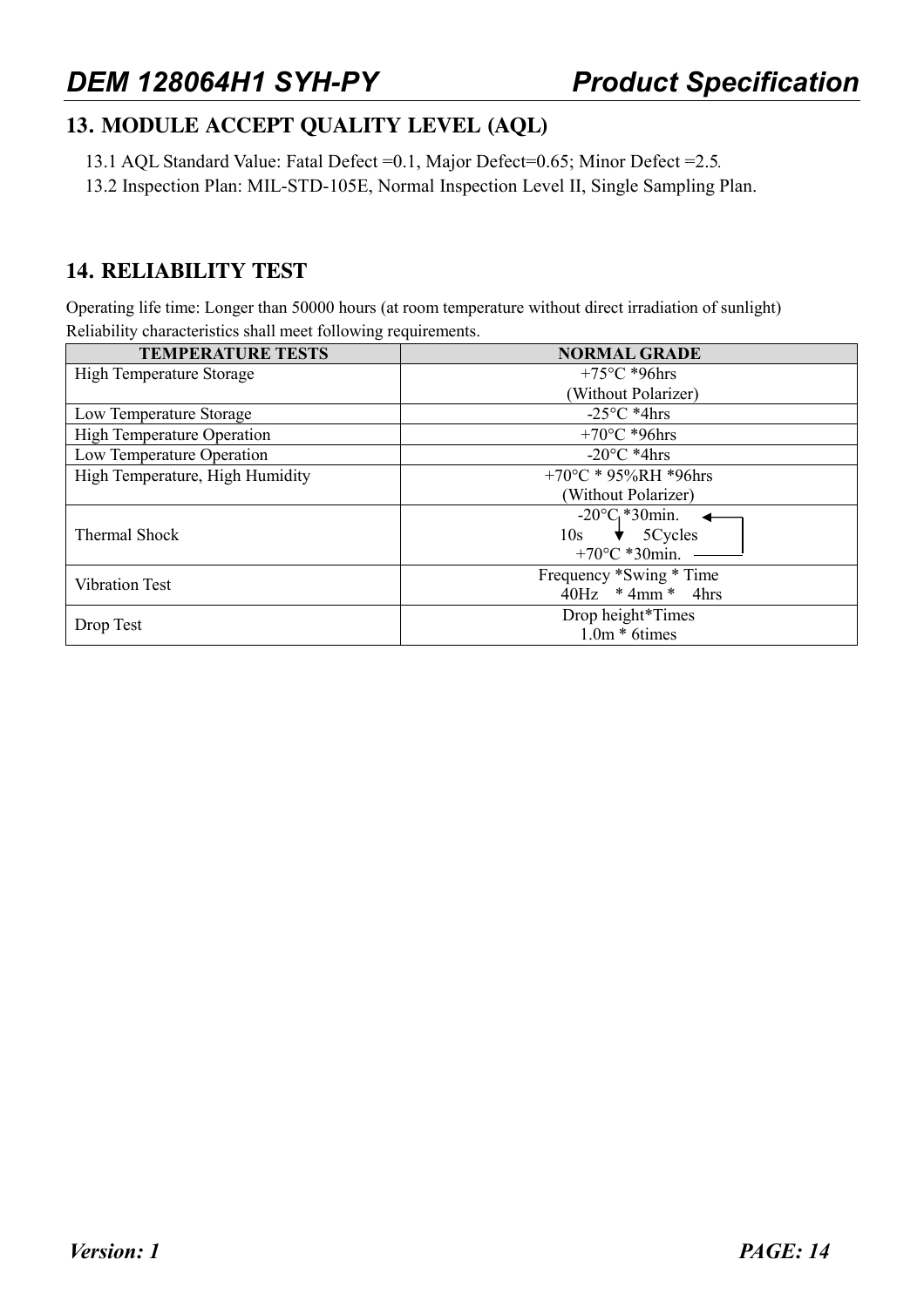## 13. MODULE ACCEPT QUALITY LEVEL (AQL)

13.1 AQL Standard Value: Fatal Defect =0.1, Major Defect=0.65; Minor Defect =2.5.

13.2 Inspection Plan: MIL-STD-105E, Normal Inspection Level II, Single Sampling Plan.

## 14. RELIABILITY TEST

Operating life time: Longer than 50000 hours (at room temperature without direct irradiation of sunlight)
Reliability characteristics shall meet following requirements.

| TEMPERATURE TESTS | NORMAL GRADE |
|---|---|
| High Temperature Storage | +75°C *96hrs<br>(Without Polarizer) |
| Low Temperature Storage | -25°C *4hrs |
| High Temperature Operation | +70°C *96hrs |
| Low Temperature Operation | -20°C *4hrs |
| High Temperature, High Humidity | +70°C * 95%RH *96hrs<br>(Without Polarizer) |
| Thermal Shock | -20°C *30min.<br>10s 5Cycles<br>+70°C *30min. |
| Vibration Test | Frequency *Swing * Time<br>40Hz * 4mm * 4hrs |
| Drop Test | Drop height*Times<br>1.0m * 6times |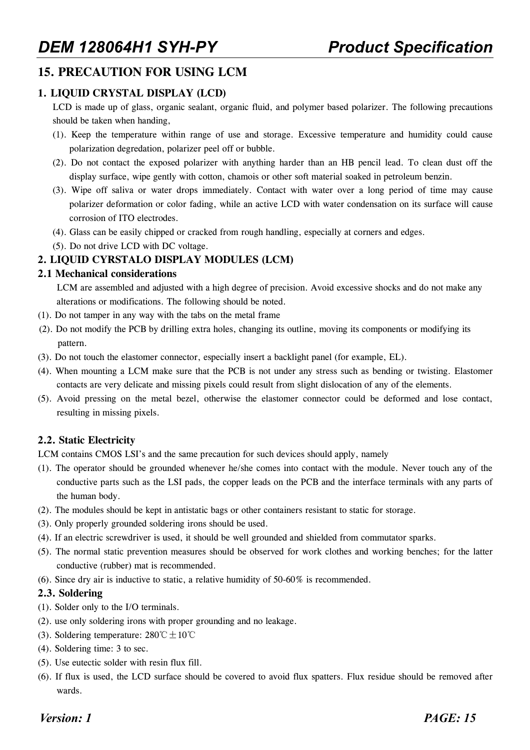## 15. PRECAUTION FOR USING LCM

### 1. LIQUID CRYSTAL DISPLAY (LCD)

LCD is made up of glass, organic sealant, organic fluid, and polymer based polarizer. The following precautions should be taken when handing,

(1). Keep the temperature within range of use and storage. Excessive temperature and humidity could cause polarization degredation, polarizer peel off or bubble.

(2). Do not contact the exposed polarizer with anything harder than an HB pencil lead. To clean dust off the display surface, wipe gently with cotton, chamois or other soft material soaked in petroleum benzin.

(3). Wipe off saliva or water drops immediately. Contact with water over a long period of time may cause polarizer deformation or color fading, while an active LCD with water condensation on its surface will cause corrosion of ITO electrodes.

(4). Glass can be easily chipped or cracked from rough handling, especially at corners and edges.

(5). Do not drive LCD with DC voltage.

### 2. LIQUID CYRSTALO DISPLAY MODULES (LCM)

#### 2.1 Mechanical considerations

LCM are assembled and adjusted with a high degree of precision. Avoid excessive shocks and do not make any alterations or modifications. The following should be noted.

(1). Do not tamper in any way with the tabs on the metal frame

(2). Do not modify the PCB by drilling extra holes, changing its outline, moving its components or modifying its pattern.

(3). Do not touch the elastomer connector, especially insert a backlight panel (for example, EL).

(4). When mounting a LCM make sure that the PCB is not under any stress such as bending or twisting. Elastomer contacts are very delicate and missing pixels could result from slight dislocation of any of the elements.

(5). Avoid pressing on the metal bezel, otherwise the elastomer connector could be deformed and lose contact, resulting in missing pixels.

#### 2.2. Static Electricity

LCM contains CMOS LSI's and the same precaution for such devices should apply, namely

(1). The operator should be grounded whenever he/she comes into contact with the module. Never touch any of the conductive parts such as the LSI pads, the copper leads on the PCB and the interface terminals with any parts of the human body.

(2). The modules should be kept in antistatic bags or other containers resistant to static for storage.

(3). Only properly grounded soldering irons should be used.

(4). If an electric screwdriver is used, it should be well grounded and shielded from commutator sparks.

(5). The normal static prevention measures should be observed for work clothes and working benches; for the latter conductive (rubber) mat is recommended.

(6). Since dry air is inductive to static, a relative humidity of 50-60% is recommended.

#### 2.3. Soldering

(1). Solder only to the I/O terminals.

(2). use only soldering irons with proper grounding and no leakage.

(3). Soldering temperature: 280℃±10℃

(4). Soldering time: 3 to sec.

(5). Use eutectic solder with resin flux fill.

(6). If flux is used, the LCD surface should be covered to avoid flux spatters. Flux residue should be removed after wards.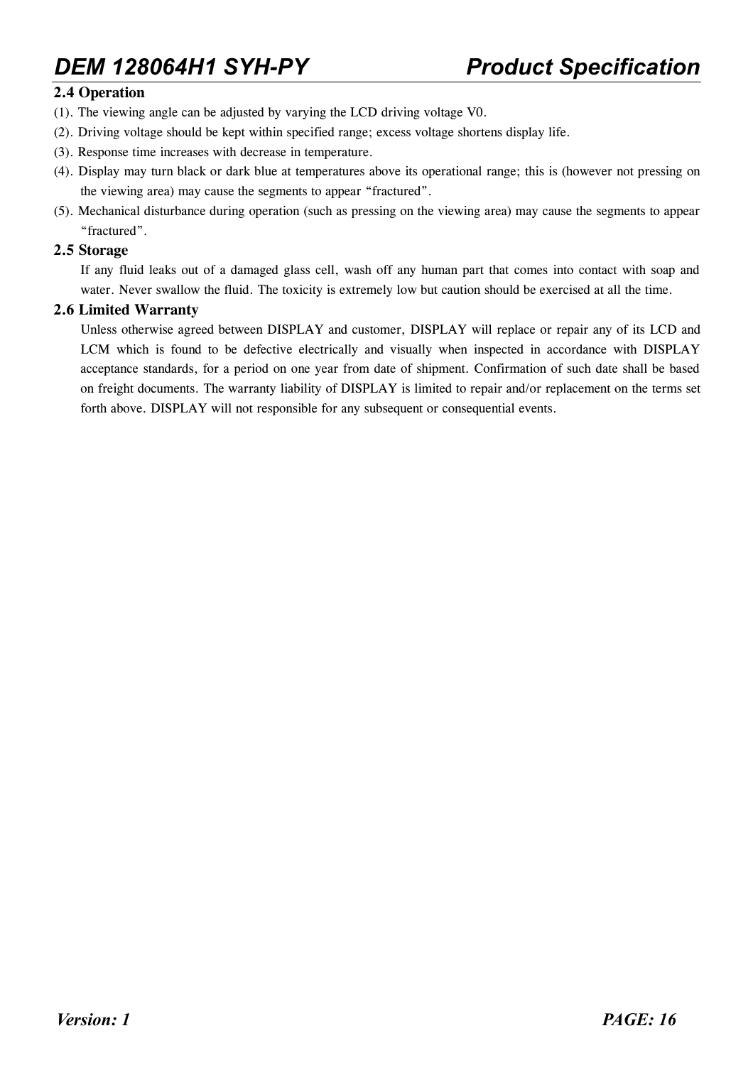## 2.4 Operation

(1). The viewing angle can be adjusted by varying the LCD driving voltage V0.

(2). Driving voltage should be kept within specified range; excess voltage shortens display life.

(3). Response time increases with decrease in temperature.

(4). Display may turn black or dark blue at temperatures above its operational range; this is (however not pressing on the viewing area) may cause the segments to appear "fractured".

(5). Mechanical disturbance during operation (such as pressing on the viewing area) may cause the segments to appear "fractured".

## 2.5 Storage

If any fluid leaks out of a damaged glass cell, wash off any human part that comes into contact with soap and water. Never swallow the fluid. The toxicity is extremely low but caution should be exercised at all the time.

## 2.6 Limited Warranty

Unless otherwise agreed between DISPLAY and customer, DISPLAY will replace or repair any of its LCD and LCM which is found to be defective electrically and visually when inspected in accordance with DISPLAY acceptance standards, for a period on one year from date of shipment. Confirmation of such date shall be based on freight documents. The warranty liability of DISPLAY is limited to repair and/or replacement on the terms set forth above. DISPLAY will not responsible for any subsequent or consequential events.